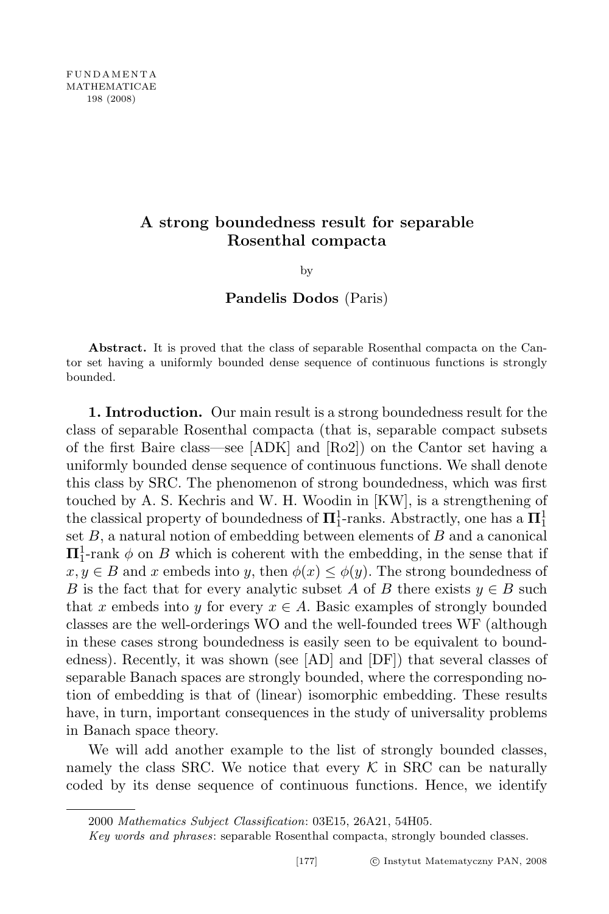# A strong boundedness result for separable Rosenthal compacta

by

**Pandelis Dodos** (Paris)

**Abstract.** It is proved that the class of separable Rosenthal compacta on the Cantor set having a uniformly bounded dense sequence of continuous functions is strongly bounded.

**1. Introduction.** Our main result is a strong boundedness result for the class of separable Rosenthal compacta (that is, separable compact subsets of the first Baire class—see [ADK] and [Ro2]) on the Cantor set having a uniformly bounded dense sequence of continuous functions. We shall denote this class by SRC. The phenomenon of strong boundedness, which was first touched by A. S. Kechris and W. H. Woodin in [KW], is a strengthening of the classical property of boundedness of $\mathbf{\Pi}^1_1$-ranks. Abstractly, one has a $\mathbf{\Pi}^1_1$ set $B$, a natural notion of embedding between elements of $B$ and a canonical $\mathbf{\Pi}^1_1$-rank $\phi$ on $B$ which is coherent with the embedding, in the sense that if $x, y \in B$ and $x$ embeds into $y$, then $\phi(x) \leq \phi(y)$. The strong boundedness of $B$ is the fact that for every analytic subset $A$ of $B$ there exists $y \in B$ such that $x$ embeds into $y$ for every $x \in A$. Basic examples of strongly bounded classes are the well-orderings WO and the well-founded trees WF (although in these cases strong boundedness is easily seen to be equivalent to boundedness). Recently, it was shown (see [AD] and [DF]) that several classes of separable Banach spaces are strongly bounded, where the corresponding notion of embedding is that of (linear) isomorphic embedding. These results have, in turn, important consequences in the study of universality problems in Banach space theory.

We will add another example to the list of strongly bounded classes, namely the class SRC. We notice that every $\mathcal{K}$ in SRC can be naturally coded by its dense sequence of continuous functions. Hence, we identify

---

2000 *Mathematics Subject Classification*: 03E15, 26A21, 54H05.

*Key words and phrases*: separable Rosenthal compacta, strongly bounded classes.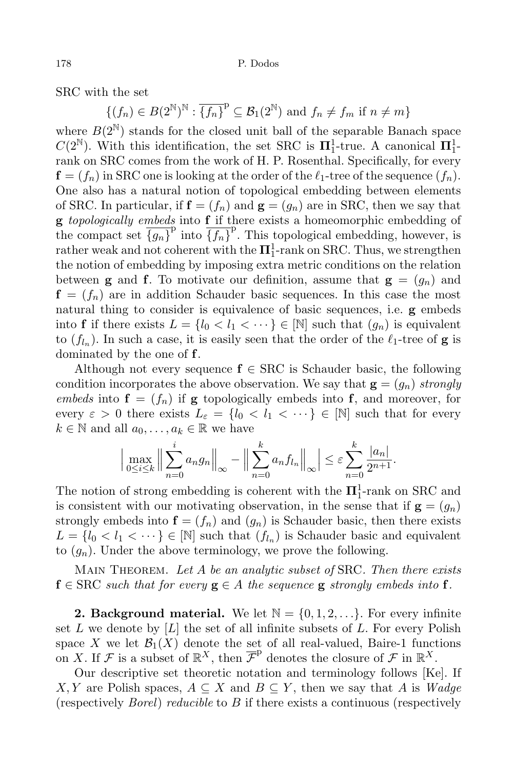SRC with the set

$$\{(f_n) \in B(2^{\mathbb{N}})^{\mathbb{N}} : \overline{\{f_n\}}^{\mathrm{p}} \subseteq \mathcal{B}_1(2^{\mathbb{N}}) \text{ and } f_n \neq f_m \text{ if } n \neq m\}$$

where $B(2^{\mathbb{N}})$ stands for the closed unit ball of the separable Banach space $C(2^{\mathbb{N}})$. With this identification, the set SRC is $\mathbf{\Pi}^1_1$-true. A canonical $\mathbf{\Pi}^1_1$-rank on SRC comes from the work of H. P. Rosenthal. Specifically, for every $\mathbf{f} = (f_n)$ in SRC one is looking at the order of the $\ell_1$-tree of the sequence $(f_n)$. One also has a natural notion of topological embedding between elements of SRC. In particular, if $\mathbf{f} = (f_n)$ and $\mathbf{g} = (g_n)$ are in SRC, then we say that $\mathbf{g}$ *topologically embeds* into $\mathbf{f}$ if there exists a homeomorphic embedding of the compact set $\overline{\{g_n\}}^{\mathrm{p}}$ into $\overline{\{f_n\}}^{\mathrm{p}}$. This topological embedding, however, is rather weak and not coherent with the $\mathbf{\Pi}^1_1$-rank on SRC. Thus, we strengthen the notion of embedding by imposing extra metric conditions on the relation between $\mathbf{g}$ and $\mathbf{f}$. To motivate our definition, assume that $\mathbf{g} = (g_n)$ and $\mathbf{f} = (f_n)$ are in addition Schauder basic sequences. In this case the most natural thing to consider is equivalence of basic sequences, i.e. $\mathbf{g}$ embeds into $\mathbf{f}$ if there exists $L = \{l_0 < l_1 < \cdots\} \in [\mathbb{N}]$ such that $(g_n)$ is equivalent to $(f_{l_n})$. In such a case, it is easily seen that the order of the $\ell_1$-tree of $\mathbf{g}$ is dominated by the one of $\mathbf{f}$.

Although not every sequence $\mathbf{f} \in$ SRC is Schauder basic, the following condition incorporates the above observation. We say that $\mathbf{g} = (g_n)$ *strongly embeds* into $\mathbf{f} = (f_n)$ if $\mathbf{g}$ topologically embeds into $\mathbf{f}$, and moreover, for every $\varepsilon > 0$ there exists $L_\varepsilon = \{l_0 < l_1 < \cdots\} \in [\mathbb{N}]$ such that for every $k \in \mathbb{N}$ and all $a_0, \ldots, a_k \in \mathbb{R}$ we have

$$\Big| \max_{0 \le i \le k} \Big\| \sum_{n=0}^{i} a_n g_n \Big\|_\infty - \Big\| \sum_{n=0}^{k} a_n f_{l_n} \Big\|_\infty \Big| \le \varepsilon \sum_{n=0}^{k} \frac{|a_n|}{2^{n+1}}.$$

The notion of strong embedding is coherent with the $\mathbf{\Pi}^1_1$-rank on SRC and is consistent with our motivating observation, in the sense that if $\mathbf{g} = (g_n)$ strongly embeds into $\mathbf{f} = (f_n)$ and $(g_n)$ is Schauder basic, then there exists $L = \{l_0 < l_1 < \cdots\} \in [\mathbb{N}]$ such that $(f_{l_n})$ is Schauder basic and equivalent to $(g_n)$. Under the above terminology, we prove the following.

Main Theorem. *Let $A$ be an analytic subset of* SRC. *Then there exists* $\mathbf{f} \in$ SRC *such that for every* $\mathbf{g} \in A$ *the sequence* $\mathbf{g}$ *strongly embeds into* $\mathbf{f}$.

**2. Background material.** We let $\mathbb{N} = \{0, 1, 2, \ldots\}$. For every infinite set $L$ we denote by $[L]$ the set of all infinite subsets of $L$. For every Polish space $X$ we let $\mathcal{B}_1(X)$ denote the set of all real-valued, Baire-1 functions on $X$. If $\mathcal{F}$ is a subset of $\mathbb{R}^X$, then $\overline{\mathcal{F}}^{\mathrm{p}}$ denotes the closure of $\mathcal{F}$ in $\mathbb{R}^X$.

Our descriptive set theoretic notation and terminology follows [Ke]. If $X, Y$ are Polish spaces, $A \subseteq X$ and $B \subseteq Y$, then we say that $A$ is *Wadge* (respectively *Borel*) *reducible* to $B$ if there exists a continuous (respectively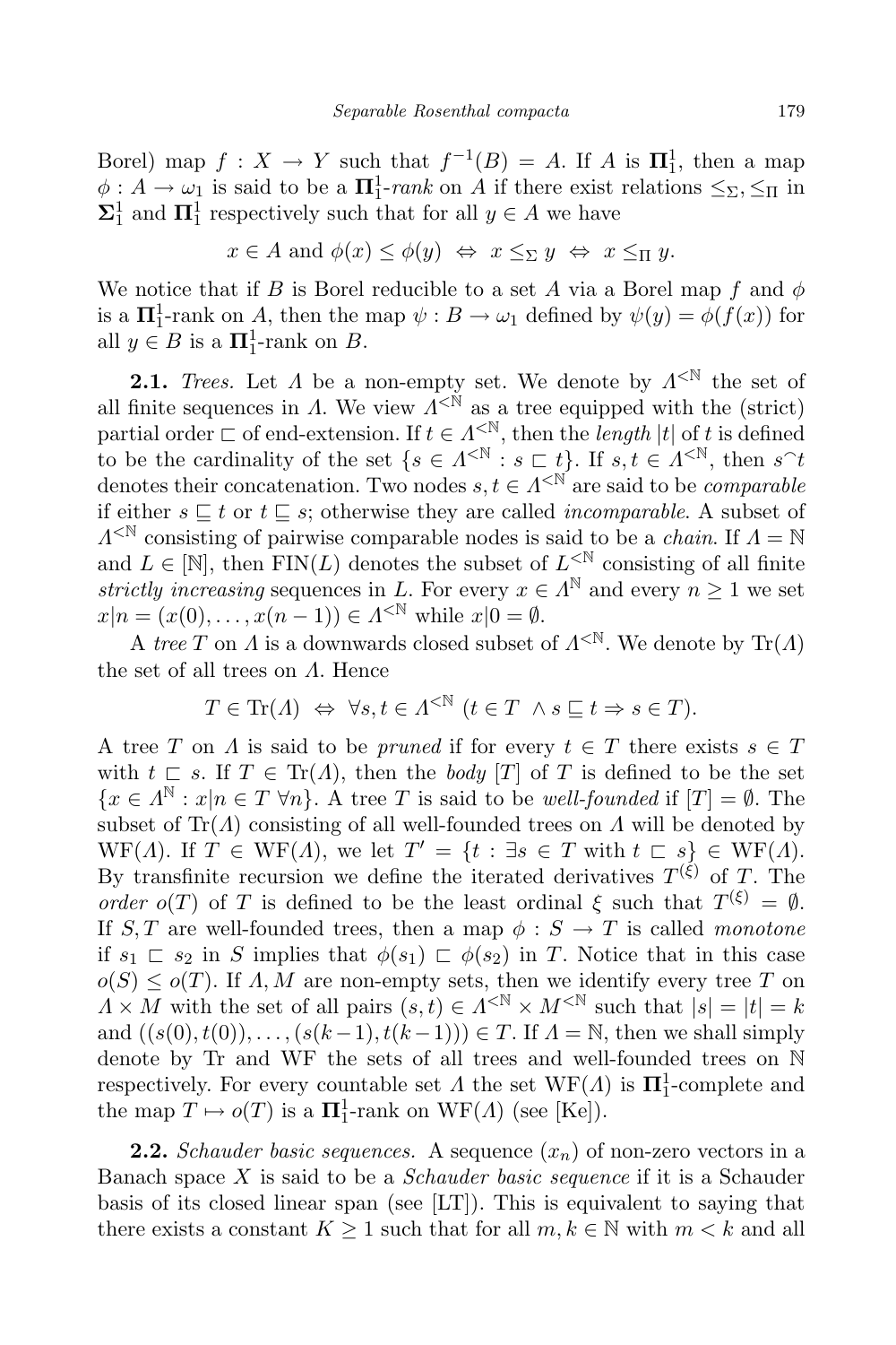Borel) map $f : X \to Y$ such that $f^{-1}(B) = A$. If $A$ is $\mathbf{\Pi}^1_1$, then a map $\phi : A \to \omega_1$ is said to be a $\mathbf{\Pi}^1_1$-*rank* on $A$ if there exist relations $\leq_\Sigma, \leq_\Pi$ in $\mathbf{\Sigma}^1_1$ and $\mathbf{\Pi}^1_1$ respectively such that for all $y \in A$ we have

$$x \in A \text{ and } \phi(x) \leq \phi(y) \;\Leftrightarrow\; x \leq_\Sigma y \;\Leftrightarrow\; x \leq_\Pi y.$$

We notice that if $B$ is Borel reducible to a set $A$ via a Borel map $f$ and $\phi$ is a $\mathbf{\Pi}^1_1$-rank on $A$, then the map $\psi : B \to \omega_1$ defined by $\psi(y) = \phi(f(x))$ for all $y \in B$ is a $\mathbf{\Pi}^1_1$-rank on $B$.

**2.1.** *Trees.* Let $\Lambda$ be a non-empty set. We denote by $\Lambda^{<\mathbb{N}}$ the set of all finite sequences in $\Lambda$. We view $\Lambda^{<\mathbb{N}}$ as a tree equipped with the (strict) partial order $\sqsubset$ of end-extension. If $t \in \Lambda^{<\mathbb{N}}$, then the *length* $|t|$ of $t$ is defined to be the cardinality of the set $\{s \in \Lambda^{<\mathbb{N}} : s \sqsubset t\}$. If $s, t \in \Lambda^{<\mathbb{N}}$, then $s^\frown t$ denotes their concatenation. Two nodes $s, t \in \Lambda^{<\mathbb{N}}$ are said to be *comparable* if either $s \sqsubseteq t$ or $t \sqsubseteq s$; otherwise they are called *incomparable*. A subset of $\Lambda^{<\mathbb{N}}$ consisting of pairwise comparable nodes is said to be a *chain*. If $\Lambda = \mathbb{N}$ and $L \in [\mathbb{N}]$, then $\mathrm{FIN}(L)$ denotes the subset of $L^{<\mathbb{N}}$ consisting of all finite *strictly increasing* sequences in $L$. For every $x \in \Lambda^{\mathbb{N}}$ and every $n \geq 1$ we set $x|n = (x(0), \ldots, x(n-1)) \in \Lambda^{<\mathbb{N}}$ while $x|0 = \emptyset$.

A *tree* $T$ on $\Lambda$ is a downwards closed subset of $\Lambda^{<\mathbb{N}}$. We denote by $\mathrm{Tr}(\Lambda)$ the set of all trees on $\Lambda$. Hence

$$T \in \mathrm{Tr}(\Lambda) \;\Leftrightarrow\; \forall s, t \in \Lambda^{<\mathbb{N}} \; (t \in T \;\wedge s \sqsubseteq t \Rightarrow s \in T).$$

A tree $T$ on $\Lambda$ is said to be *pruned* if for every $t \in T$ there exists $s \in T$ with $t \sqsubset s$. If $T \in \mathrm{Tr}(\Lambda)$, then the *body* $[T]$ of $T$ is defined to be the set $\{x \in \Lambda^{\mathbb{N}} : x|n \in T \;\forall n\}$. A tree $T$ is said to be *well-founded* if $[T] = \emptyset$. The subset of $\mathrm{Tr}(\Lambda)$ consisting of all well-founded trees on $\Lambda$ will be denoted by $\mathrm{WF}(\Lambda)$. If $T \in \mathrm{WF}(\Lambda)$, we let $T' = \{t : \exists s \in T \text{ with } t \sqsubset s\} \in \mathrm{WF}(\Lambda)$. By transfinite recursion we define the iterated derivatives $T^{(\xi)}$ of $T$. The *order* $o(T)$ of $T$ is defined to be the least ordinal $\xi$ such that $T^{(\xi)} = \emptyset$. If $S, T$ are well-founded trees, then a map $\phi : S \to T$ is called *monotone* if $s_1 \sqsubset s_2$ in $S$ implies that $\phi(s_1) \sqsubset \phi(s_2)$ in $T$. Notice that in this case $o(S) \leq o(T)$. If $\Lambda, M$ are non-empty sets, then we identify every tree $T$ on $\Lambda \times M$ with the set of all pairs $(s, t) \in \Lambda^{<\mathbb{N}} \times M^{<\mathbb{N}}$ such that $|s| = |t| = k$ and $((s(0), t(0)), \ldots, (s(k-1), t(k-1))) \in T$. If $\Lambda = \mathbb{N}$, then we shall simply denote by $\mathrm{Tr}$ and $\mathrm{WF}$ the sets of all trees and well-founded trees on $\mathbb{N}$ respectively. For every countable set $\Lambda$ the set $\mathrm{WF}(\Lambda)$ is $\mathbf{\Pi}^1_1$-complete and the map $T \mapsto o(T)$ is a $\mathbf{\Pi}^1_1$-rank on $\mathrm{WF}(\Lambda)$ (see [Ke]).

**2.2.** *Schauder basic sequences.* A sequence $(x_n)$ of non-zero vectors in a Banach space $X$ is said to be a *Schauder basic sequence* if it is a Schauder basis of its closed linear span (see [LT]). This is equivalent to saying that there exists a constant $K \geq 1$ such that for all $m, k \in \mathbb{N}$ with $m < k$ and all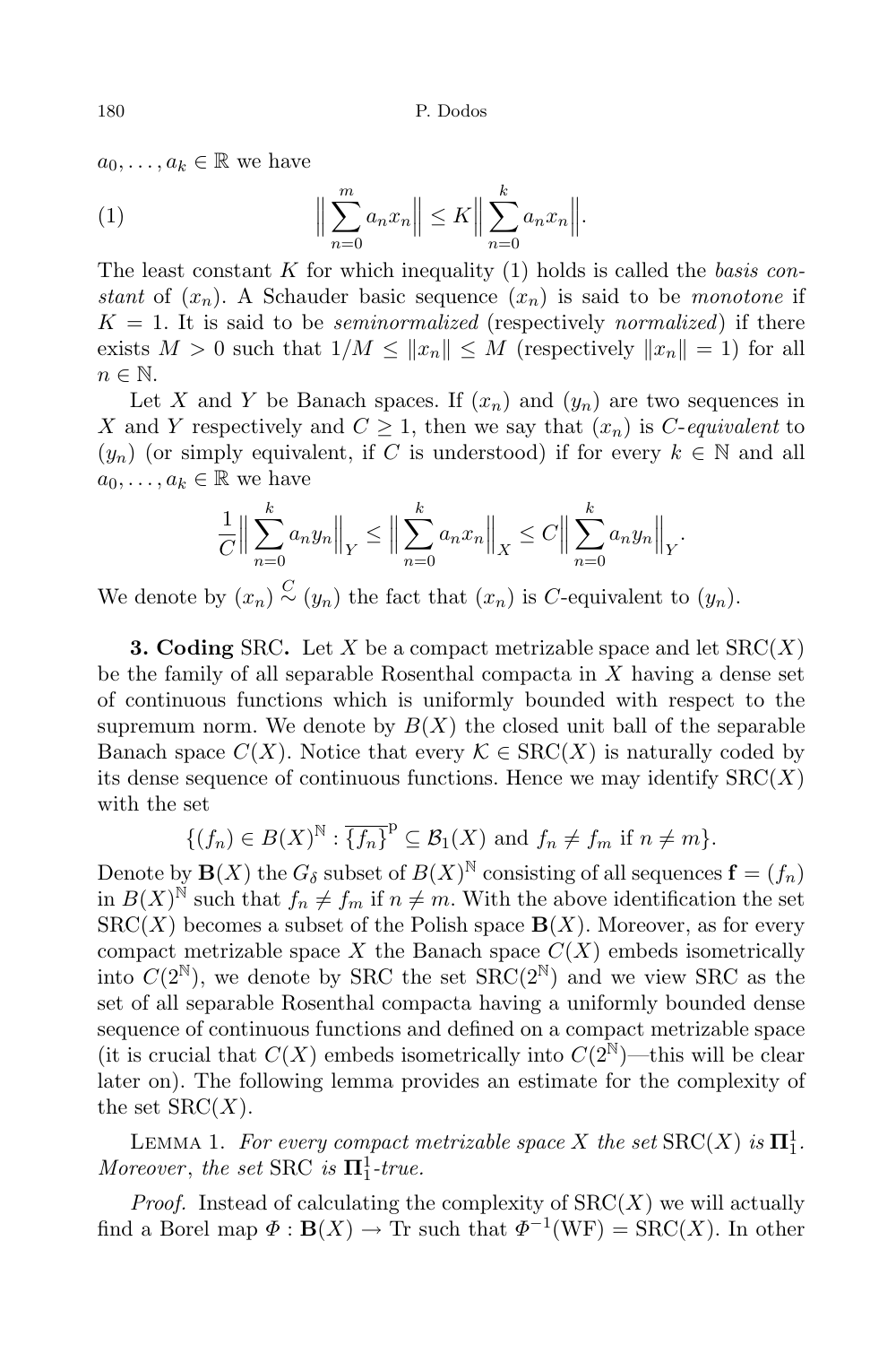$a_0, \dots, a_k \in \mathbb{R}$ we have

$$\Big\| \sum_{n=0}^{m} a_n x_n \Big\| \le K \Big\| \sum_{n=0}^{k} a_n x_n \Big\|. \tag{1}$$

The least constant $K$ for which inequality (1) holds is called the *basis constant* of $(x_n)$. A Schauder basic sequence $(x_n)$ is said to be *monotone* if $K = 1$. It is said to be *seminormalized* (respectively *normalized*) if there exists $M > 0$ such that $1/M \le \|x_n\| \le M$ (respectively $\|x_n\| = 1$) for all $n \in \mathbb{N}$.

Let $X$ and $Y$ be Banach spaces. If $(x_n)$ and $(y_n)$ are two sequences in $X$ and $Y$ respectively and $C \ge 1$, then we say that $(x_n)$ is $C$-*equivalent* to $(y_n)$ (or simply equivalent, if $C$ is understood) if for every $k \in \mathbb{N}$ and all $a_0, \dots, a_k \in \mathbb{R}$ we have

$$\frac{1}{C} \Big\| \sum_{n=0}^{k} a_n y_n \Big\|_Y \le \Big\| \sum_{n=0}^{k} a_n x_n \Big\|_X \le C \Big\| \sum_{n=0}^{k} a_n y_n \Big\|_Y.$$

We denote by $(x_n) \overset{C}{\sim} (y_n)$ the fact that $(x_n)$ is $C$-equivalent to $(y_n)$.

**3. Coding** SRC**.** Let $X$ be a compact metrizable space and let $\mathrm{SRC}(X)$ be the family of all separable Rosenthal compacta in $X$ having a dense set of continuous functions which is uniformly bounded with respect to the supremum norm. We denote by $B(X)$ the closed unit ball of the separable Banach space $C(X)$. Notice that every $\mathcal{K} \in \mathrm{SRC}(X)$ is naturally coded by its dense sequence of continuous functions. Hence we may identify $\mathrm{SRC}(X)$ with the set

$$\{(f_n) \in B(X)^{\mathbb{N}} : \overline{\{f_n\}}^{\mathrm{p}} \subseteq \mathcal{B}_1(X) \text{ and } f_n \neq f_m \text{ if } n \neq m\}.$$

Denote by $\mathbf{B}(X)$ the $G_\delta$ subset of $B(X)^{\mathbb{N}}$ consisting of all sequences $\mathbf{f} = (f_n)$ in $B(X)^{\mathbb{N}}$ such that $f_n \neq f_m$ if $n \neq m$. With the above identification the set $\mathrm{SRC}(X)$ becomes a subset of the Polish space $\mathbf{B}(X)$. Moreover, as for every compact metrizable space $X$ the Banach space $C(X)$ embeds isometrically into $C(2^{\mathbb{N}})$, we denote by SRC the set $\mathrm{SRC}(2^{\mathbb{N}})$ and we view SRC as the set of all separable Rosenthal compacta having a uniformly bounded dense sequence of continuous functions and defined on a compact metrizable space (it is crucial that $C(X)$ embeds isometrically into $C(2^{\mathbb{N}})$—this will be clear later on). The following lemma provides an estimate for the complexity of the set $\mathrm{SRC}(X)$.

Lemma 1. *For every compact metrizable space $X$ the set $\mathrm{SRC}(X)$ is $\mathbf{\Pi}^1_1$. Moreover, the set* SRC *is $\mathbf{\Pi}^1_1$-true.*

*Proof.* Instead of calculating the complexity of $\mathrm{SRC}(X)$ we will actually find a Borel map $\Phi : \mathbf{B}(X) \to \mathrm{Tr}$ such that $\Phi^{-1}(\mathrm{WF}) = \mathrm{SRC}(X)$. In other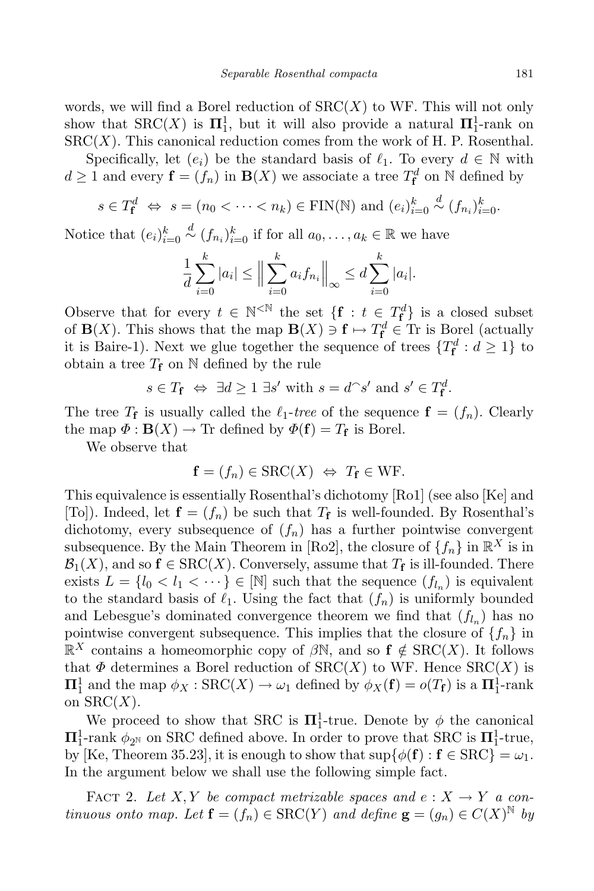words, we will find a Borel reduction of $\mathrm{SRC}(X)$ to WF. This will not only show that $\mathrm{SRC}(X)$ is $\mathbf{\Pi}^1_1$, but it will also provide a natural $\mathbf{\Pi}^1_1$-rank on $\mathrm{SRC}(X)$. This canonical reduction comes from the work of H. P. Rosenthal.

Specifically, let $(e_i)$ be the standard basis of $\ell_1$. To every $d \in \mathbb{N}$ with $d \geq 1$ and every $\mathbf{f} = (f_n)$ in $\mathbf{B}(X)$ we associate a tree $T^d_{\mathbf{f}}$ on $\mathbb{N}$ defined by

$$s \in T^d_{\mathbf{f}} \ \Leftrightarrow \ s = (n_0 < \cdots < n_k) \in \mathrm{FIN}(\mathbb{N}) \text{ and } (e_i)_{i=0}^k \overset{d}{\sim} (f_{n_i})_{i=0}^k.$$

Notice that $(e_i)_{i=0}^k \overset{d}{\sim} (f_{n_i})_{i=0}^k$ if for all $a_0, \dots, a_k \in \mathbb{R}$ we have

$$\frac{1}{d}\sum_{i=0}^k |a_i| \leq \Big\| \sum_{i=0}^k a_i f_{n_i} \Big\|_\infty \leq d \sum_{i=0}^k |a_i|.$$

Observe that for every $t \in \mathbb{N}^{<\mathbb{N}}$ the set $\{\mathbf{f} : t \in T^d_{\mathbf{f}}\}$ is a closed subset of $\mathbf{B}(X)$. This shows that the map $\mathbf{B}(X) \ni \mathbf{f} \mapsto T^d_{\mathbf{f}} \in \mathrm{Tr}$ is Borel (actually it is Baire-1). Next we glue together the sequence of trees $\{T^d_{\mathbf{f}} : d \geq 1\}$ to obtain a tree $T_{\mathbf{f}}$ on $\mathbb{N}$ defined by the rule

$$s \in T_{\mathbf{f}} \ \Leftrightarrow \ \exists d \geq 1 \ \exists s' \text{ with } s = d^\frown s' \text{ and } s' \in T^d_{\mathbf{f}}.$$

The tree $T_{\mathbf{f}}$ is usually called the *$\ell_1$-tree* of the sequence $\mathbf{f} = (f_n)$. Clearly the map $\Phi : \mathbf{B}(X) \to \mathrm{Tr}$ defined by $\Phi(\mathbf{f}) = T_{\mathbf{f}}$ is Borel.

We observe that

$$\mathbf{f} = (f_n) \in \mathrm{SRC}(X) \ \Leftrightarrow \ T_{\mathbf{f}} \in \mathrm{WF}.$$

This equivalence is essentially Rosenthal's dichotomy [Ro1] (see also [Ke] and [To]). Indeed, let $\mathbf{f} = (f_n)$ be such that $T_{\mathbf{f}}$ is well-founded. By Rosenthal's dichotomy, every subsequence of $(f_n)$ has a further pointwise convergent subsequence. By the Main Theorem in [Ro2], the closure of $\{f_n\}$ in $\mathbb{R}^X$ is in $\mathcal{B}_1(X)$, and so $\mathbf{f} \in \mathrm{SRC}(X)$. Conversely, assume that $T_{\mathbf{f}}$ is ill-founded. There exists $L = \{l_0 < l_1 < \cdots\} \in [\mathbb{N}]$ such that the sequence $(f_{l_n})$ is equivalent to the standard basis of $\ell_1$. Using the fact that $(f_n)$ is uniformly bounded and Lebesgue's dominated convergence theorem we find that $(f_{l_n})$ has no pointwise convergent subsequence. This implies that the closure of $\{f_n\}$ in $\mathbb{R}^X$ contains a homeomorphic copy of $\beta\mathbb{N}$, and so $\mathbf{f} \notin \mathrm{SRC}(X)$. It follows that $\Phi$ determines a Borel reduction of $\mathrm{SRC}(X)$ to WF. Hence $\mathrm{SRC}(X)$ is $\mathbf{\Pi}^1_1$ and the map $\phi_X : \mathrm{SRC}(X) \to \omega_1$ defined by $\phi_X(\mathbf{f}) = o(T_{\mathbf{f}})$ is a $\mathbf{\Pi}^1_1$-rank on $\mathrm{SRC}(X)$.

We proceed to show that SRC is $\mathbf{\Pi}^1_1$-true. Denote by $\phi$ the canonical $\mathbf{\Pi}^1_1$-rank $\phi_{2^\mathbb{N}}$ on SRC defined above. In order to prove that SRC is $\mathbf{\Pi}^1_1$-true, by [Ke, Theorem 35.23], it is enough to show that $\sup\{\phi(\mathbf{f}) : \mathbf{f} \in \mathrm{SRC}\} = \omega_1$. In the argument below we shall use the following simple fact.

Fact 2. *Let $X, Y$ be compact metrizable spaces and $e : X \to Y$ a continuous onto map. Let $\mathbf{f} = (f_n) \in \mathrm{SRC}(Y)$ and define $\mathbf{g} = (g_n) \in C(X)^\mathbb{N}$ by*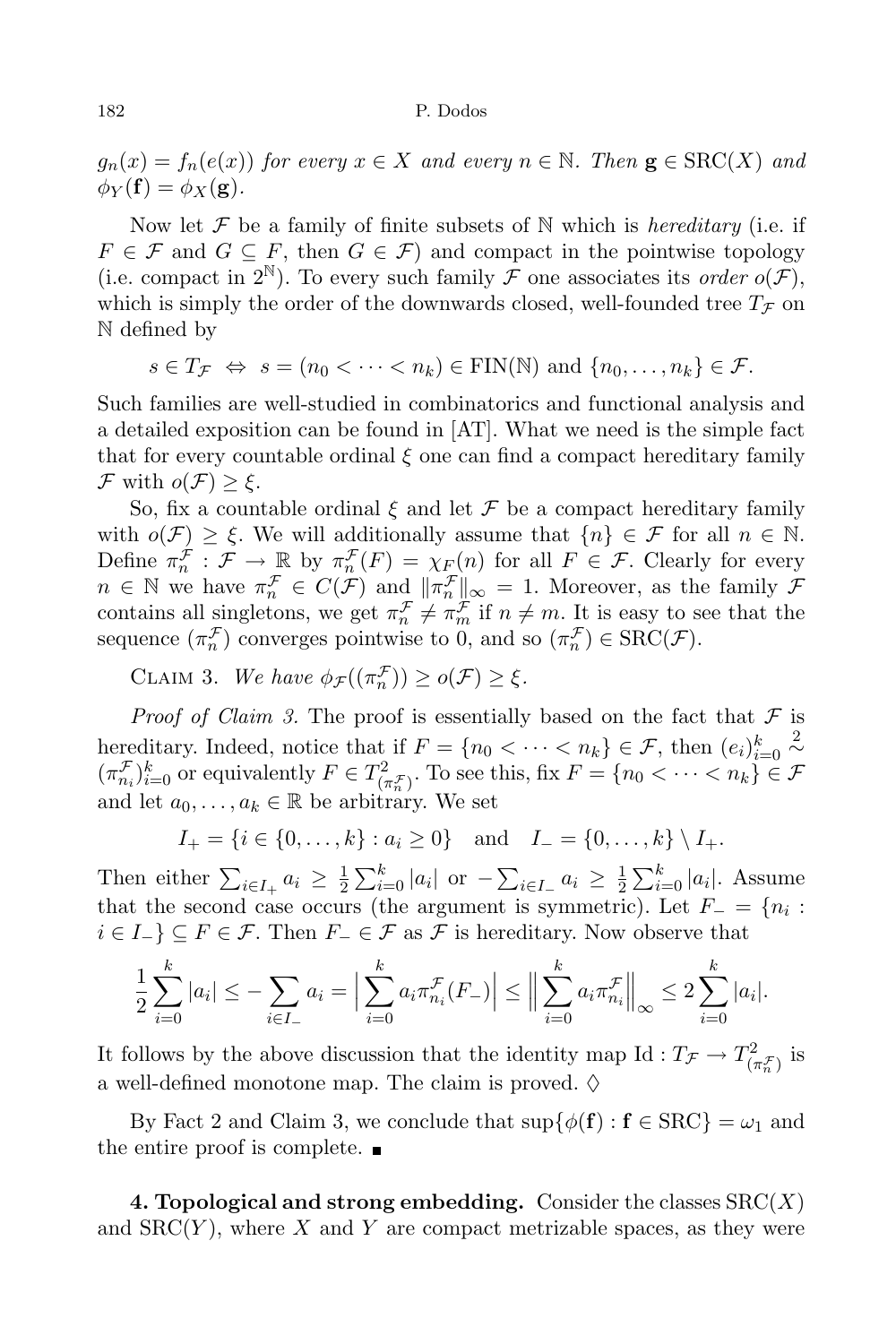$g_n(x) = f_n(e(x))$ *for every* $x \in X$ *and every* $n \in \mathbb{N}$. *Then* $\mathbf{g} \in \mathrm{SRC}(X)$ *and* $\phi_Y(\mathbf{f}) = \phi_X(\mathbf{g})$.

Now let $\mathcal{F}$ be a family of finite subsets of $\mathbb{N}$ which is *hereditary* (i.e. if $F \in \mathcal{F}$ and $G \subseteq F$, then $G \in \mathcal{F}$) and compact in the pointwise topology (i.e. compact in $2^{\mathbb{N}}$). To every such family $\mathcal{F}$ one associates its *order* $o(\mathcal{F})$, which is simply the order of the downwards closed, well-founded tree $T_{\mathcal{F}}$ on $\mathbb{N}$ defined by

$$s \in T_{\mathcal{F}} \Leftrightarrow s = (n_0 < \cdots < n_k) \in \mathrm{FIN}(\mathbb{N}) \text{ and } \{n_0, \ldots, n_k\} \in \mathcal{F}.$$

Such families are well-studied in combinatorics and functional analysis and a detailed exposition can be found in [AT]. What we need is the simple fact that for every countable ordinal $\xi$ one can find a compact hereditary family $\mathcal{F}$ with $o(\mathcal{F}) \geq \xi$.

So, fix a countable ordinal $\xi$ and let $\mathcal{F}$ be a compact hereditary family with $o(\mathcal{F}) \geq \xi$. We will additionally assume that $\{n\} \in \mathcal{F}$ for all $n \in \mathbb{N}$. Define $\pi_n^{\mathcal{F}} : \mathcal{F} \to \mathbb{R}$ by $\pi_n^{\mathcal{F}}(F) = \chi_F(n)$ for all $F \in \mathcal{F}$. Clearly for every $n \in \mathbb{N}$ we have $\pi_n^{\mathcal{F}} \in C(\mathcal{F})$ and $\|\pi_n^{\mathcal{F}}\|_\infty = 1$. Moreover, as the family $\mathcal{F}$ contains all singletons, we get $\pi_n^{\mathcal{F}} \neq \pi_m^{\mathcal{F}}$ if $n \neq m$. It is easy to see that the sequence $(\pi_n^{\mathcal{F}})$ converges pointwise to 0, and so $(\pi_n^{\mathcal{F}}) \in \mathrm{SRC}(\mathcal{F})$.

Claim 3. *We have* $\phi_{\mathcal{F}}((\pi_n^{\mathcal{F}})) \geq o(\mathcal{F}) \geq \xi$.

*Proof of Claim 3.* The proof is essentially based on the fact that $\mathcal{F}$ is hereditary. Indeed, notice that if $F = \{n_0 < \cdots < n_k\} \in \mathcal{F}$, then $(e_i)_{i=0}^k \overset{2}{\sim} (\pi_{n_i}^{\mathcal{F}})_{i=0}^k$ or equivalently $F \in T^2_{(\pi_n^{\mathcal{F}})}$. To see this, fix $F = \{n_0 < \cdots < n_k\} \in \mathcal{F}$ and let $a_0, \ldots, a_k \in \mathbb{R}$ be arbitrary. We set

$$I_+ = \{i \in \{0, \ldots, k\} : a_i \geq 0\} \quad \text{and} \quad I_- = \{0, \ldots, k\} \setminus I_+.$$

Then either $\sum_{i \in I_+} a_i \geq \frac{1}{2} \sum_{i=0}^k |a_i|$ or $-\sum_{i \in I_-} a_i \geq \frac{1}{2} \sum_{i=0}^k |a_i|$. Assume that the second case occurs (the argument is symmetric). Let $F_- = \{n_i : i \in I_-\} \subseteq F \in \mathcal{F}$. Then $F_- \in \mathcal{F}$ as $\mathcal{F}$ is hereditary. Now observe that

$$\frac{1}{2} \sum_{i=0}^k |a_i| \leq -\sum_{i \in I_-} a_i = \Big| \sum_{i=0}^k a_i \pi_{n_i}^{\mathcal{F}}(F_-) \Big| \leq \Big\| \sum_{i=0}^k a_i \pi_{n_i}^{\mathcal{F}} \Big\|_\infty \leq 2 \sum_{i=0}^k |a_i|.$$

It follows by the above discussion that the identity map $\mathrm{Id} : T_{\mathcal{F}} \to T^2_{(\pi_n^{\mathcal{F}})}$ is a well-defined monotone map. The claim is proved. ◊

By Fact 2 and Claim 3, we conclude that $\sup\{\phi(\mathbf{f}) : \mathbf{f} \in \mathrm{SRC}\} = \omega_1$ and the entire proof is complete. ■

**4. Topological and strong embedding.** Consider the classes $\mathrm{SRC}(X)$ and $\mathrm{SRC}(Y)$, where $X$ and $Y$ are compact metrizable spaces, as they were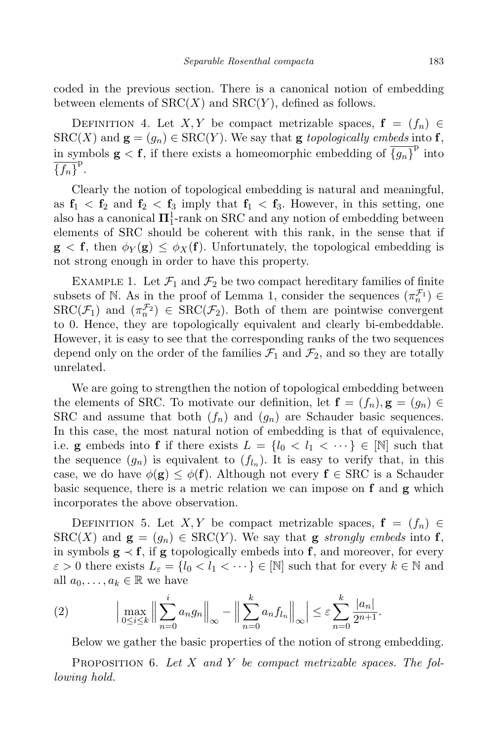coded in the previous section. There is a canonical notion of embedding between elements of $\mathrm{SRC}(X)$ and $\mathrm{SRC}(Y)$, defined as follows.

Definition 4. Let $X, Y$ be compact metrizable spaces, $\mathbf{f} = (f_n) \in \mathrm{SRC}(X)$ and $\mathbf{g} = (g_n) \in \mathrm{SRC}(Y)$. We say that $\mathbf{g}$ *topologically embeds* into $\mathbf{f}$, in symbols $\mathbf{g} < \mathbf{f}$, if there exists a homeomorphic embedding of $\overline{\{g_n\}}^{\mathrm{p}}$ into $\overline{\{f_n\}}^{\mathrm{p}}$.

Clearly the notion of topological embedding is natural and meaningful, as $\mathbf{f}_1 < \mathbf{f}_2$ and $\mathbf{f}_2 < \mathbf{f}_3$ imply that $\mathbf{f}_1 < \mathbf{f}_3$. However, in this setting, one also has a canonical $\mathbf{\Pi}^1_1$-rank on SRC and any notion of embedding between elements of SRC should be coherent with this rank, in the sense that if $\mathbf{g} < \mathbf{f}$, then $\phi_Y(\mathbf{g}) \leq \phi_X(\mathbf{f})$. Unfortunately, the topological embedding is not strong enough in order to have this property.

Example 1. Let $\mathcal{F}_1$ and $\mathcal{F}_2$ be two compact hereditary families of finite subsets of $\mathbb{N}$. As in the proof of Lemma 1, consider the sequences $(\pi_n^{\mathcal{F}_1}) \in \mathrm{SRC}(\mathcal{F}_1)$ and $(\pi_n^{\mathcal{F}_2}) \in \mathrm{SRC}(\mathcal{F}_2)$. Both of them are pointwise convergent to 0. Hence, they are topologically equivalent and clearly bi-embeddable. However, it is easy to see that the corresponding ranks of the two sequences depend only on the order of the families $\mathcal{F}_1$ and $\mathcal{F}_2$, and so they are totally unrelated.

We are going to strengthen the notion of topological embedding between the elements of SRC. To motivate our definition, let $\mathbf{f} = (f_n), \mathbf{g} = (g_n) \in \mathrm{SRC}$ and assume that both $(f_n)$ and $(g_n)$ are Schauder basic sequences. In this case, the most natural notion of embedding is that of equivalence, i.e. $\mathbf{g}$ embeds into $\mathbf{f}$ if there exists $L = \{l_0 < l_1 < \cdots\} \in [\mathbb{N}]$ such that the sequence $(g_n)$ is equivalent to $(f_{l_n})$. It is easy to verify that, in this case, we do have $\phi(\mathbf{g}) \leq \phi(\mathbf{f})$. Although not every $\mathbf{f} \in \mathrm{SRC}$ is a Schauder basic sequence, there is a metric relation we can impose on $\mathbf{f}$ and $\mathbf{g}$ which incorporates the above observation.

Definition 5. Let $X, Y$ be compact metrizable spaces, $\mathbf{f} = (f_n) \in \mathrm{SRC}(X)$ and $\mathbf{g} = (g_n) \in \mathrm{SRC}(Y)$. We say that $\mathbf{g}$ *strongly embeds* into $\mathbf{f}$, in symbols $\mathbf{g} \prec \mathbf{f}$, if $\mathbf{g}$ topologically embeds into $\mathbf{f}$, and moreover, for every $\varepsilon > 0$ there exists $L_\varepsilon = \{l_0 < l_1 < \cdots\} \in [\mathbb{N}]$ such that for every $k \in \mathbb{N}$ and all $a_0, \ldots, a_k \in \mathbb{R}$ we have

$$\Big| \max_{0 \leq i \leq k} \Big\| \sum_{n=0}^{i} a_n g_n \Big\|_\infty - \Big\| \sum_{n=0}^{k} a_n f_{l_n} \Big\|_\infty \Big| \leq \varepsilon \sum_{n=0}^{k} \frac{|a_n|}{2^{n+1}}. \tag{2}$$

Below we gather the basic properties of the notion of strong embedding.

Proposition 6. *Let $X$ and $Y$ be compact metrizable spaces. The following hold.*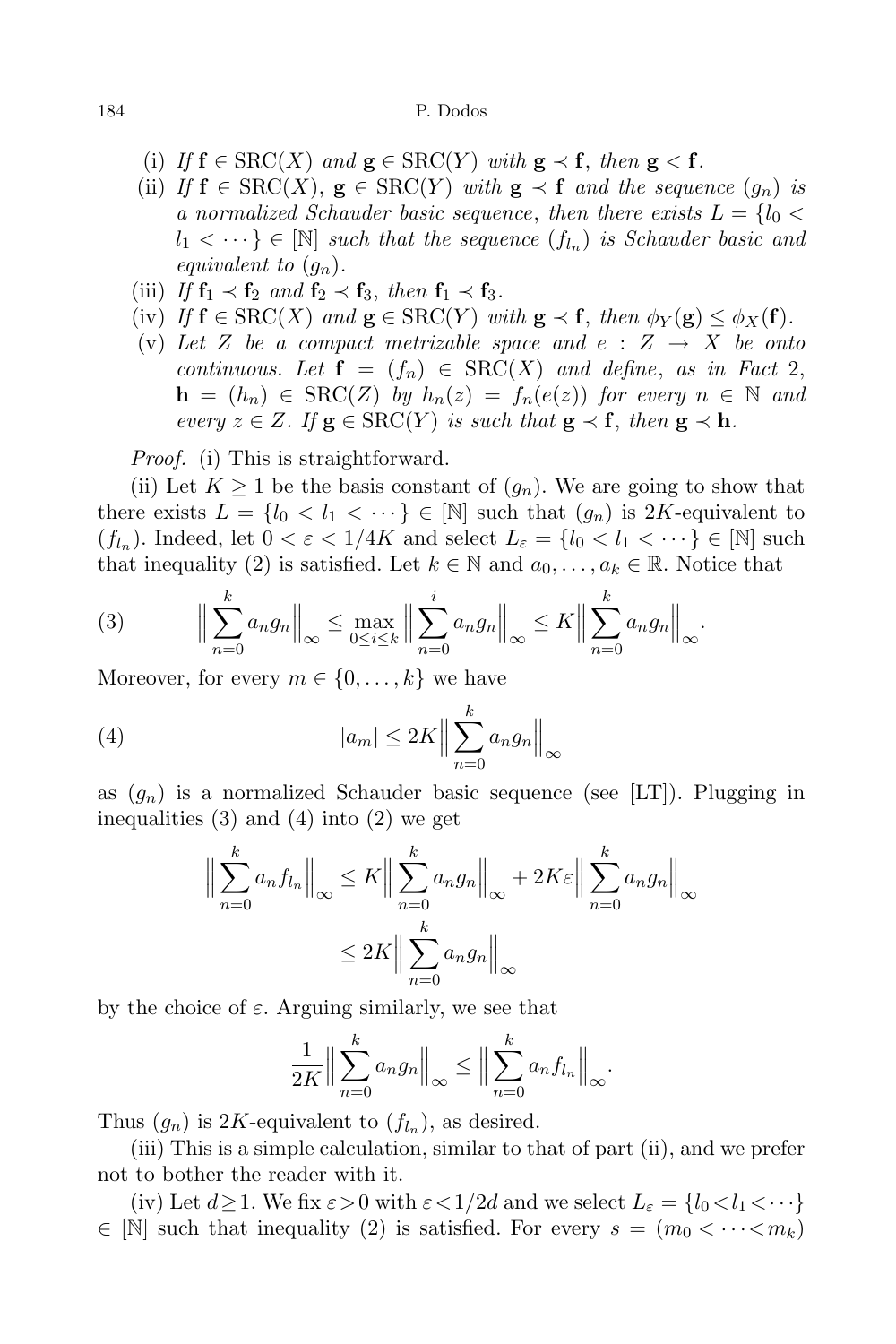(i) *If* $\mathbf{f} \in \mathrm{SRC}(X)$ *and* $\mathbf{g} \in \mathrm{SRC}(Y)$ *with* $\mathbf{g} \prec \mathbf{f}$, *then* $\mathbf{g} < \mathbf{f}$.

(ii) *If* $\mathbf{f} \in \mathrm{SRC}(X)$, $\mathbf{g} \in \mathrm{SRC}(Y)$ *with* $\mathbf{g} \prec \mathbf{f}$ *and the sequence* $(g_n)$ *is a normalized Schauder basic sequence*, *then there exists* $L = \{l_0 < l_1 < \cdots\} \in [\mathbb{N}]$ *such that the sequence* $(f_{l_n})$ *is Schauder basic and equivalent to* $(g_n)$.

(iii) *If* $\mathbf{f}_1 \prec \mathbf{f}_2$ *and* $\mathbf{f}_2 \prec \mathbf{f}_3$, *then* $\mathbf{f}_1 \prec \mathbf{f}_3$.

(iv) *If* $\mathbf{f} \in \mathrm{SRC}(X)$ *and* $\mathbf{g} \in \mathrm{SRC}(Y)$ *with* $\mathbf{g} \prec \mathbf{f}$, *then* $\phi_Y(\mathbf{g}) \leq \phi_X(\mathbf{f})$.

(v) *Let* $Z$ *be a compact metrizable space and* $e : Z \to X$ *be onto continuous. Let* $\mathbf{f} = (f_n) \in \mathrm{SRC}(X)$ *and define*, *as in Fact* 2, $\mathbf{h} = (h_n) \in \mathrm{SRC}(Z)$ *by* $h_n(z) = f_n(e(z))$ *for every* $n \in \mathbb{N}$ *and every* $z \in Z$. *If* $\mathbf{g} \in \mathrm{SRC}(Y)$ *is such that* $\mathbf{g} \prec \mathbf{f}$, *then* $\mathbf{g} \prec \mathbf{h}$.

*Proof.* (i) This is straightforward.

(ii) Let $K \geq 1$ be the basis constant of $(g_n)$. We are going to show that there exists $L = \{l_0 < l_1 < \cdots\} \in [\mathbb{N}]$ such that $(g_n)$ is $2K$-equivalent to $(f_{l_n})$. Indeed, let $0 < \varepsilon < 1/4K$ and select $L_\varepsilon = \{l_0 < l_1 < \cdots\} \in [\mathbb{N}]$ such that inequality (2) is satisfied. Let $k \in \mathbb{N}$ and $a_0, \ldots, a_k \in \mathbb{R}$. Notice that

$$\Big\| \sum_{n=0}^{k} a_n g_n \Big\|_\infty \leq \max_{0 \leq i \leq k} \Big\| \sum_{n=0}^{i} a_n g_n \Big\|_\infty \leq K \Big\| \sum_{n=0}^{k} a_n g_n \Big\|_\infty. \tag{3}$$

Moreover, for every $m \in \{0, \ldots, k\}$ we have

$$|a_m| \leq 2K \Big\| \sum_{n=0}^{k} a_n g_n \Big\|_\infty \tag{4}$$

as $(g_n)$ is a normalized Schauder basic sequence (see [LT]). Plugging in inequalities (3) and (4) into (2) we get

$$\begin{aligned}\Big\| \sum_{n=0}^{k} a_n f_{l_n} \Big\|_\infty &\leq K \Big\| \sum_{n=0}^{k} a_n g_n \Big\|_\infty + 2K\varepsilon \Big\| \sum_{n=0}^{k} a_n g_n \Big\|_\infty \\ &\leq 2K \Big\| \sum_{n=0}^{k} a_n g_n \Big\|_\infty\end{aligned}$$

by the choice of $\varepsilon$. Arguing similarly, we see that

$$\frac{1}{2K} \Big\| \sum_{n=0}^{k} a_n g_n \Big\|_\infty \leq \Big\| \sum_{n=0}^{k} a_n f_{l_n} \Big\|_\infty.$$

Thus $(g_n)$ is $2K$-equivalent to $(f_{l_n})$, as desired.

(iii) This is a simple calculation, similar to that of part (ii), and we prefer not to bother the reader with it.

(iv) Let $d \geq 1$. We fix $\varepsilon > 0$ with $\varepsilon < 1/2d$ and we select $L_\varepsilon = \{l_0 < l_1 < \cdots\} \in [\mathbb{N}]$ such that inequality (2) is satisfied. For every $s = (m_0 < \cdots < m_k)$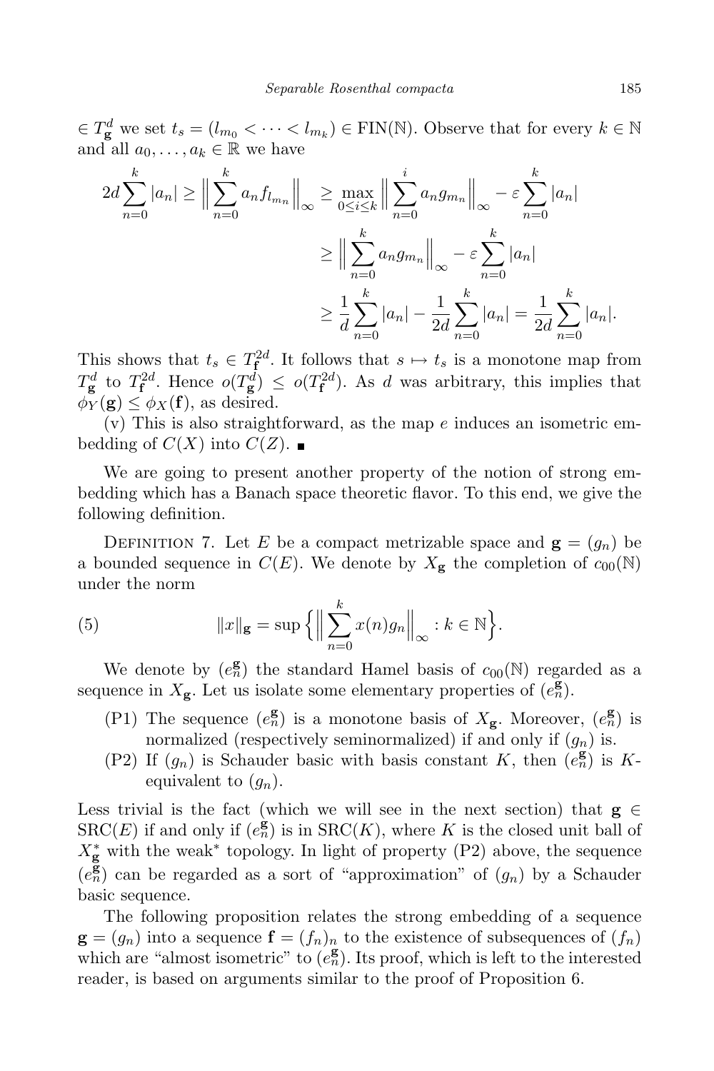$\in T^d_{\mathbf{g}}$ we set $t_s = (l_{m_0} < \cdots < l_{m_k}) \in \mathrm{FIN}(\mathbb{N})$. Observe that for every $k \in \mathbb{N}$ and all $a_0, \ldots, a_k \in \mathbb{R}$ we have

$$
\begin{aligned}
2d\sum_{n=0}^{k}|a_n| \geq \Big\|\sum_{n=0}^{k} a_n f_{l_{m_n}}\Big\|_\infty &\geq \max_{0\leq i\leq k}\Big\|\sum_{n=0}^{i} a_n g_{m_n}\Big\|_\infty - \varepsilon\sum_{n=0}^{k}|a_n| \\
&\geq \Big\|\sum_{n=0}^{k} a_n g_{m_n}\Big\|_\infty - \varepsilon\sum_{n=0}^{k}|a_n| \\
&\geq \frac{1}{d}\sum_{n=0}^{k}|a_n| - \frac{1}{2d}\sum_{n=0}^{k}|a_n| = \frac{1}{2d}\sum_{n=0}^{k}|a_n|.
\end{aligned}
$$

This shows that $t_s \in T^{2d}_{\mathbf{f}}$. It follows that $s \mapsto t_s$ is a monotone map from $T^d_{\mathbf{g}}$ to $T^{2d}_{\mathbf{f}}$. Hence $o(T^d_{\mathbf{g}}) \leq o(T^{2d}_{\mathbf{f}})$. As $d$ was arbitrary, this implies that $\phi_Y(\mathbf{g}) \leq \phi_X(\mathbf{f})$, as desired.

(v) This is also straightforward, as the map $e$ induces an isometric embedding of $C(X)$ into $C(Z)$. ■

We are going to present another property of the notion of strong embedding which has a Banach space theoretic flavor. To this end, we give the following definition.

Definition 7. Let $E$ be a compact metrizable space and $\mathbf{g} = (g_n)$ be a bounded sequence in $C(E)$. We denote by $X_{\mathbf{g}}$ the completion of $c_{00}(\mathbb{N})$ under the norm

$$
\|x\|_{\mathbf{g}} = \sup\Big\{\Big\|\sum_{n=0}^{k} x(n) g_n\Big\|_\infty : k \in \mathbb{N}\Big\}. \tag{5}
$$

We denote by $(e^{\mathbf{g}}_n)$ the standard Hamel basis of $c_{00}(\mathbb{N})$ regarded as a sequence in $X_{\mathbf{g}}$. Let us isolate some elementary properties of $(e^{\mathbf{g}}_n)$.

- (P1) The sequence $(e^{\mathbf{g}}_n)$ is a monotone basis of $X_{\mathbf{g}}$. Moreover, $(e^{\mathbf{g}}_n)$ is normalized (respectively seminormalized) if and only if $(g_n)$ is.
- (P2) If $(g_n)$ is Schauder basic with basis constant $K$, then $(e^{\mathbf{g}}_n)$ is $K$-equivalent to $(g_n)$.

Less trivial is the fact (which we will see in the next section) that $\mathbf{g} \in \mathrm{SRC}(E)$ if and only if $(e^{\mathbf{g}}_n)$ is in $\mathrm{SRC}(K)$, where $K$ is the closed unit ball of $X^*_{\mathbf{g}}$ with the weak* topology. In light of property (P2) above, the sequence $(e^{\mathbf{g}}_n)$ can be regarded as a sort of "approximation" of $(g_n)$ by a Schauder basic sequence.

The following proposition relates the strong embedding of a sequence $\mathbf{g} = (g_n)$ into a sequence $\mathbf{f} = (f_n)_n$ to the existence of subsequences of $(f_n)$ which are "almost isometric" to $(e^{\mathbf{g}}_n)$. Its proof, which is left to the interested reader, is based on arguments similar to the proof of Proposition 6.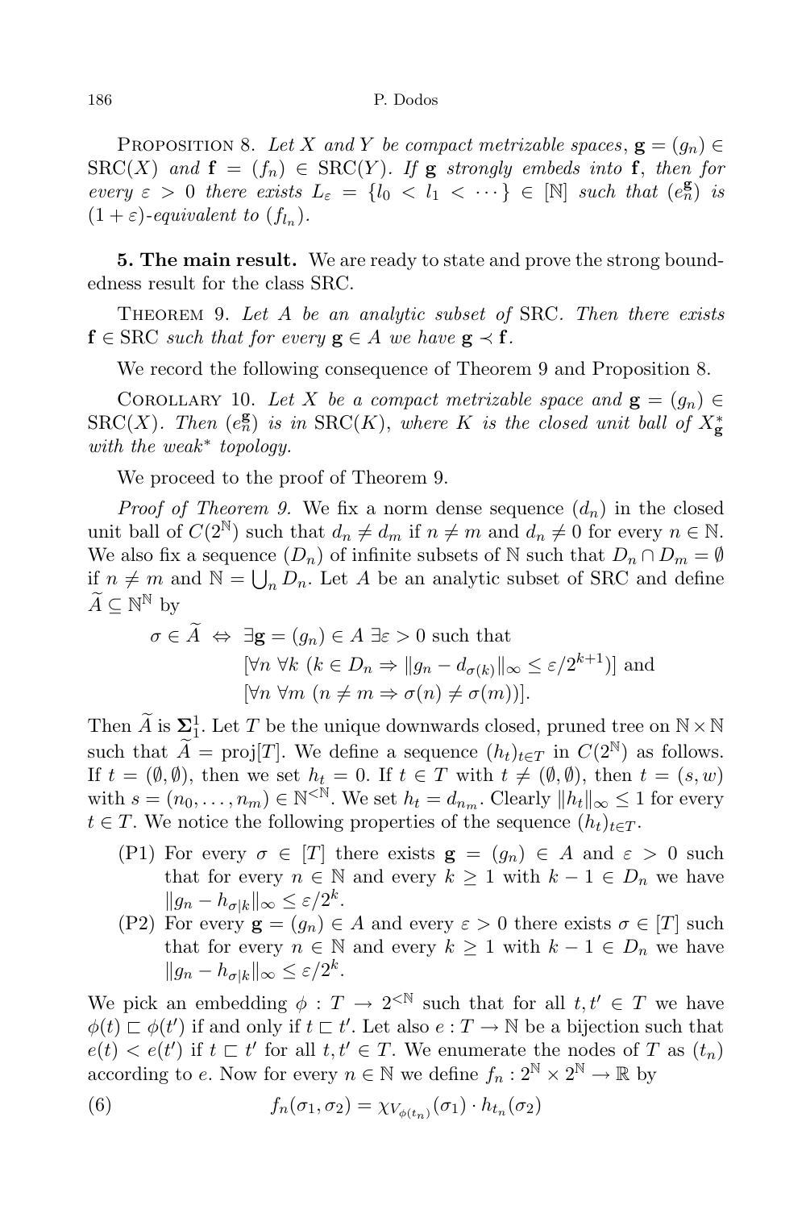Proposition 8. *Let $X$ and $Y$ be compact metrizable spaces, $\mathbf{g} = (g_n) \in \mathrm{SRC}(X)$ and $\mathbf{f} = (f_n) \in \mathrm{SRC}(Y)$. If $\mathbf{g}$ strongly embeds into $\mathbf{f}$, then for every $\varepsilon > 0$ there exists $L_\varepsilon = \{l_0 < l_1 < \cdots\} \in [\mathbb{N}]$ such that $(e_n^{\mathbf{g}})$ is $(1+\varepsilon)$-equivalent to $(f_{l_n})$.*

**5. The main result.** We are ready to state and prove the strong boundedness result for the class SRC.

Theorem 9. *Let $A$ be an analytic subset of* SRC. *Then there exists $\mathbf{f} \in \mathrm{SRC}$ such that for every $\mathbf{g} \in A$ we have $\mathbf{g} \prec \mathbf{f}$.*

We record the following consequence of Theorem 9 and Proposition 8.

Corollary 10. *Let $X$ be a compact metrizable space and $\mathbf{g} = (g_n) \in \mathrm{SRC}(X)$. Then $(e_n^{\mathbf{g}})$ is in $\mathrm{SRC}(K)$, where $K$ is the closed unit ball of $X^*_{\mathbf{g}}$ with the weak$^*$ topology.*

We proceed to the proof of Theorem 9.

*Proof of Theorem 9.* We fix a norm dense sequence $(d_n)$ in the closed unit ball of $C(2^{\mathbb{N}})$ such that $d_n \neq d_m$ if $n \neq m$ and $d_n \neq 0$ for every $n \in \mathbb{N}$. We also fix a sequence $(D_n)$ of infinite subsets of $\mathbb{N}$ such that $D_n \cap D_m = \emptyset$ if $n \neq m$ and $\mathbb{N} = \bigcup_n D_n$. Let $A$ be an analytic subset of SRC and define $\widetilde{A} \subseteq \mathbb{N}^{\mathbb{N}}$ by

$$\begin{aligned}\sigma \in \widetilde{A} \;\Leftrightarrow\; & \exists \mathbf{g} = (g_n) \in A \; \exists \varepsilon > 0 \text{ such that} \\ & [\forall n \; \forall k \; (k \in D_n \Rightarrow \|g_n - d_{\sigma(k)}\|_\infty \leq \varepsilon/2^{k+1})] \text{ and} \\ & [\forall n \; \forall m \; (n \neq m \Rightarrow \sigma(n) \neq \sigma(m))].\end{aligned}$$

Then $\widetilde{A}$ is $\mathbf{\Sigma}^1_1$. Let $T$ be the unique downwards closed, pruned tree on $\mathbb{N} \times \mathbb{N}$ such that $\widetilde{A} = \mathrm{proj}[T]$. We define a sequence $(h_t)_{t \in T}$ in $C(2^{\mathbb{N}})$ as follows. If $t = (\emptyset, \emptyset)$, then we set $h_t = 0$. If $t \in T$ with $t \neq (\emptyset, \emptyset)$, then $t = (s, w)$ with $s = (n_0, \ldots, n_m) \in \mathbb{N}^{<\mathbb{N}}$. We set $h_t = d_{n_m}$. Clearly $\|h_t\|_\infty \leq 1$ for every $t \in T$. We notice the following properties of the sequence $(h_t)_{t \in T}$.

- (P1) For every $\sigma \in [T]$ there exists $\mathbf{g} = (g_n) \in A$ and $\varepsilon > 0$ such that for every $n \in \mathbb{N}$ and every $k \geq 1$ with $k - 1 \in D_n$ we have $\|g_n - h_{\sigma|k}\|_\infty \leq \varepsilon/2^k$.
- (P2) For every $\mathbf{g} = (g_n) \in A$ and every $\varepsilon > 0$ there exists $\sigma \in [T]$ such that for every $n \in \mathbb{N}$ and every $k \geq 1$ with $k - 1 \in D_n$ we have $\|g_n - h_{\sigma|k}\|_\infty \leq \varepsilon/2^k$.

We pick an embedding $\phi : T \to 2^{<\mathbb{N}}$ such that for all $t, t' \in T$ we have $\phi(t) \sqsubset \phi(t')$ if and only if $t \sqsubset t'$. Let also $e : T \to \mathbb{N}$ be a bijection such that $e(t) < e(t')$ if $t \sqsubset t'$ for all $t, t' \in T$. We enumerate the nodes of $T$ as $(t_n)$ according to $e$. Now for every $n \in \mathbb{N}$ we define $f_n : 2^{\mathbb{N}} \times 2^{\mathbb{N}} \to \mathbb{R}$ by

$$f_n(\sigma_1, \sigma_2) = \chi_{V_{\phi(t_n)}}(\sigma_1) \cdot h_{t_n}(\sigma_2) \tag{6}$$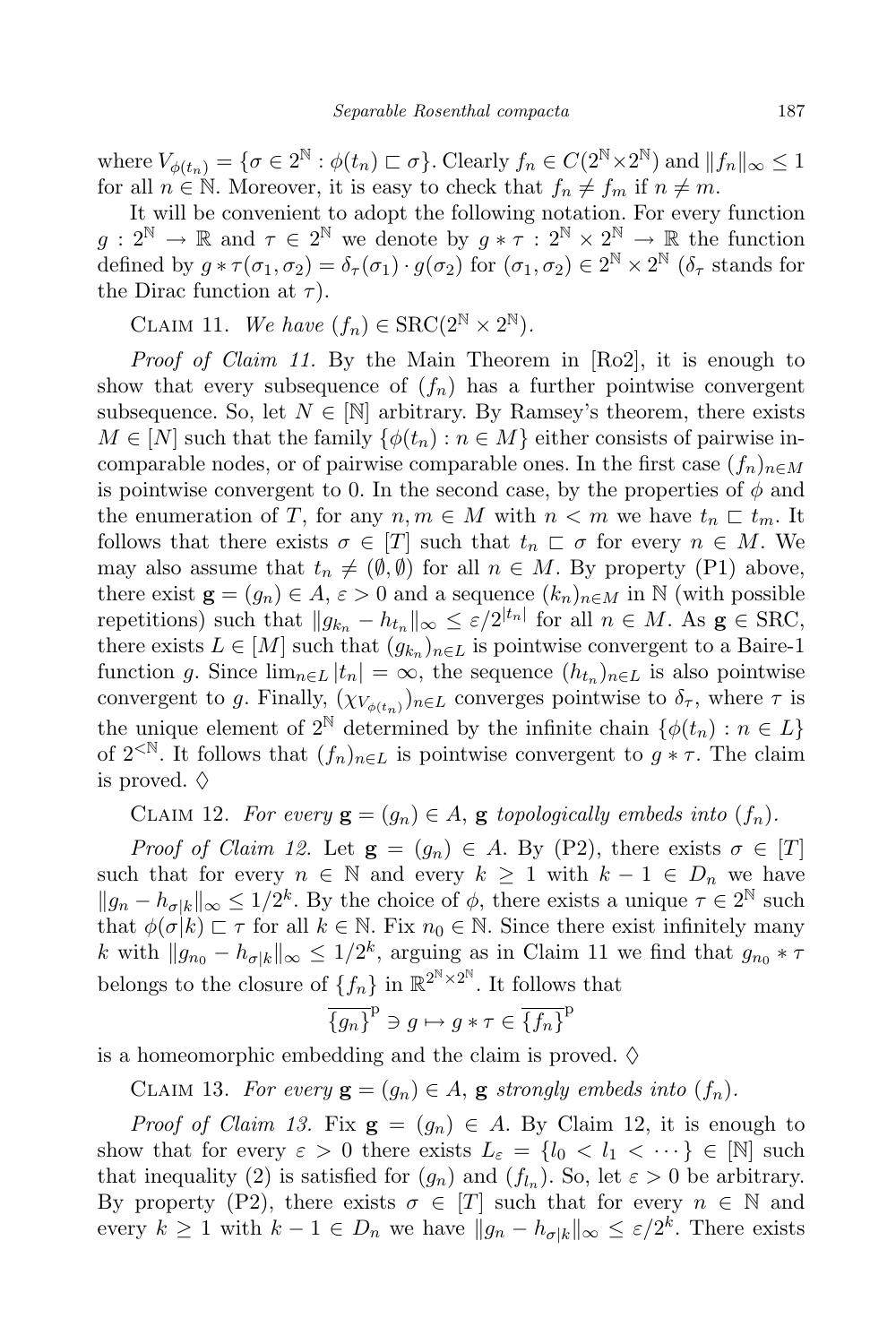where $V_{\phi(t_n)} = \{\sigma \in 2^{\mathbb{N}} : \phi(t_n) \sqsubset \sigma\}$. Clearly $f_n \in C(2^{\mathbb{N}} \times 2^{\mathbb{N}})$ and $\|f_n\|_\infty \leq 1$ for all $n \in \mathbb{N}$. Moreover, it is easy to check that $f_n \neq f_m$ if $n \neq m$.

It will be convenient to adopt the following notation. For every function $g : 2^{\mathbb{N}} \to \mathbb{R}$ and $\tau \in 2^{\mathbb{N}}$ we denote by $g * \tau : 2^{\mathbb{N}} \times 2^{\mathbb{N}} \to \mathbb{R}$ the function defined by $g * \tau(\sigma_1, \sigma_2) = \delta_\tau(\sigma_1) \cdot g(\sigma_2)$ for $(\sigma_1, \sigma_2) \in 2^{\mathbb{N}} \times 2^{\mathbb{N}}$ ($\delta_\tau$ stands for the Dirac function at $\tau$).

Claim 11. *We have* $(f_n) \in \mathrm{SRC}(2^{\mathbb{N}} \times 2^{\mathbb{N}})$.

*Proof of Claim 11.* By the Main Theorem in [Ro2], it is enough to show that every subsequence of $(f_n)$ has a further pointwise convergent subsequence. So, let $N \in [\mathbb{N}]$ arbitrary. By Ramsey's theorem, there exists $M \in [N]$ such that the family $\{\phi(t_n) : n \in M\}$ either consists of pairwise incomparable nodes, or of pairwise comparable ones. In the first case $(f_n)_{n \in M}$ is pointwise convergent to 0. In the second case, by the properties of $\phi$ and the enumeration of $T$, for any $n, m \in M$ with $n < m$ we have $t_n \sqsubset t_m$. It follows that there exists $\sigma \in [T]$ such that $t_n \sqsubset \sigma$ for every $n \in M$. We may also assume that $t_n \neq (\emptyset, \emptyset)$ for all $n \in M$. By property (P1) above, there exist $\mathbf{g} = (g_n) \in A$, $\varepsilon > 0$ and a sequence $(k_n)_{n \in M}$ in $\mathbb{N}$ (with possible repetitions) such that $\|g_{k_n} - h_{t_n}\|_\infty \leq \varepsilon/2^{|t_n|}$ for all $n \in M$. As $\mathbf{g} \in \mathrm{SRC}$, there exists $L \in [M]$ such that $(g_{k_n})_{n \in L}$ is pointwise convergent to a Baire-1 function $g$. Since $\lim_{n \in L} |t_n| = \infty$, the sequence $(h_{t_n})_{n \in L}$ is also pointwise convergent to $g$. Finally, $(\chi_{V_{\phi(t_n)}})_{n \in L}$ converges pointwise to $\delta_\tau$, where $\tau$ is the unique element of $2^{\mathbb{N}}$ determined by the infinite chain $\{\phi(t_n) : n \in L\}$ of $2^{<\mathbb{N}}$. It follows that $(f_n)_{n \in L}$ is pointwise convergent to $g * \tau$. The claim is proved. $\diamondsuit$

Claim 12. *For every* $\mathbf{g} = (g_n) \in A$, $\mathbf{g}$ *topologically embeds into* $(f_n)$.

*Proof of Claim 12.* Let $\mathbf{g} = (g_n) \in A$. By (P2), there exists $\sigma \in [T]$ such that for every $n \in \mathbb{N}$ and every $k \geq 1$ with $k - 1 \in D_n$ we have $\|g_n - h_{\sigma|k}\|_\infty \leq 1/2^k$. By the choice of $\phi$, there exists a unique $\tau \in 2^{\mathbb{N}}$ such that $\phi(\sigma|k) \sqsubset \tau$ for all $k \in \mathbb{N}$. Fix $n_0 \in \mathbb{N}$. Since there exist infinitely many $k$ with $\|g_{n_0} - h_{\sigma|k}\|_\infty \leq 1/2^k$, arguing as in Claim 11 we find that $g_{n_0} * \tau$ belongs to the closure of $\{f_n\}$ in $\mathbb{R}^{2^{\mathbb{N}} \times 2^{\mathbb{N}}}$. It follows that

$$\overline{\{g_n\}}^{\mathrm{p}} \ni g \mapsto g * \tau \in \overline{\{f_n\}}^{\mathrm{p}}$$

is a homeomorphic embedding and the claim is proved. $\diamondsuit$

Claim 13. *For every* $\mathbf{g} = (g_n) \in A$, $\mathbf{g}$ *strongly embeds into* $(f_n)$.

*Proof of Claim 13.* Fix $\mathbf{g} = (g_n) \in A$. By Claim 12, it is enough to show that for every $\varepsilon > 0$ there exists $L_\varepsilon = \{l_0 < l_1 < \cdots\} \in [\mathbb{N}]$ such that inequality (2) is satisfied for $(g_n)$ and $(f_{l_n})$. So, let $\varepsilon > 0$ be arbitrary. By property (P2), there exists $\sigma \in [T]$ such that for every $n \in \mathbb{N}$ and every $k \geq 1$ with $k - 1 \in D_n$ we have $\|g_n - h_{\sigma|k}\|_\infty \leq \varepsilon/2^k$. There exists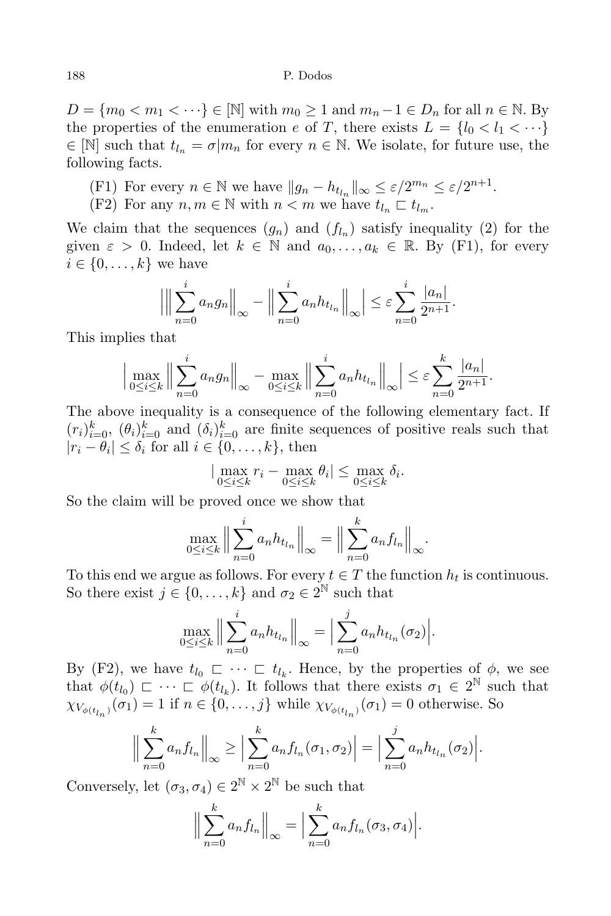$D = \{m_0 < m_1 < \cdots\} \in [\mathbb{N}]$ with $m_0 \geq 1$ and $m_n - 1 \in D_n$ for all $n \in \mathbb{N}$. By the properties of the enumeration $e$ of $T$, there exists $L = \{l_0 < l_1 < \cdots\} \in [\mathbb{N}]$ such that $t_{l_n} = \sigma | m_n$ for every $n \in \mathbb{N}$. We isolate, for future use, the following facts.

(F1) For every $n \in \mathbb{N}$ we have $\|g_n - h_{t_{l_n}}\|_\infty \leq \varepsilon/2^{m_n} \leq \varepsilon/2^{n+1}$.

(F2) For any $n, m \in \mathbb{N}$ with $n < m$ we have $t_{l_n} \sqsubset t_{l_m}$.

We claim that the sequences $(g_n)$ and $(f_{l_n})$ satisfy inequality (2) for the given $\varepsilon > 0$. Indeed, let $k \in \mathbb{N}$ and $a_0, \ldots, a_k \in \mathbb{R}$. By (F1), for every $i \in \{0, \ldots, k\}$ we have

$$\Big| \Big\| \sum_{n=0}^{i} a_n g_n \Big\|_\infty - \Big\| \sum_{n=0}^{i} a_n h_{t_{l_n}} \Big\|_\infty \Big| \leq \varepsilon \sum_{n=0}^{i} \frac{|a_n|}{2^{n+1}}.$$

This implies that

$$\Big| \max_{0 \leq i \leq k} \Big\| \sum_{n=0}^{i} a_n g_n \Big\|_\infty - \max_{0 \leq i \leq k} \Big\| \sum_{n=0}^{i} a_n h_{t_{l_n}} \Big\|_\infty \Big| \leq \varepsilon \sum_{n=0}^{k} \frac{|a_n|}{2^{n+1}}.$$

The above inequality is a consequence of the following elementary fact. If $(r_i)_{i=0}^k$, $(\theta_i)_{i=0}^k$ and $(\delta_i)_{i=0}^k$ are finite sequences of positive reals such that $|r_i - \theta_i| \leq \delta_i$ for all $i \in \{0, \ldots, k\}$, then

$$|\max_{0 \leq i \leq k} r_i - \max_{0 \leq i \leq k} \theta_i| \leq \max_{0 \leq i \leq k} \delta_i.$$

So the claim will be proved once we show that

$$\max_{0 \leq i \leq k} \Big\| \sum_{n=0}^{i} a_n h_{t_{l_n}} \Big\|_\infty = \Big\| \sum_{n=0}^{k} a_n f_{l_n} \Big\|_\infty.$$

To this end we argue as follows. For every $t \in T$ the function $h_t$ is continuous. So there exist $j \in \{0, \ldots, k\}$ and $\sigma_2 \in 2^{\mathbb{N}}$ such that

$$\max_{0 \leq i \leq k} \Big\| \sum_{n=0}^{i} a_n h_{t_{l_n}} \Big\|_\infty = \Big| \sum_{n=0}^{j} a_n h_{t_{l_n}}(\sigma_2) \Big|.$$

By (F2), we have $t_{l_0} \sqsubset \cdots \sqsubset t_{l_k}$. Hence, by the properties of $\phi$, we see that $\phi(t_{l_0}) \sqsubset \cdots \sqsubset \phi(t_{l_k})$. It follows that there exists $\sigma_1 \in 2^{\mathbb{N}}$ such that $\chi_{V_{\phi(t_{l_n})}}(\sigma_1) = 1$ if $n \in \{0, \ldots, j\}$ while $\chi_{V_{\phi(t_{l_n})}}(\sigma_1) = 0$ otherwise. So

$$\Big\| \sum_{n=0}^{k} a_n f_{l_n} \Big\|_\infty \geq \Big| \sum_{n=0}^{k} a_n f_{l_n}(\sigma_1, \sigma_2) \Big| = \Big| \sum_{n=0}^{j} a_n h_{t_{l_n}}(\sigma_2) \Big|.$$

Conversely, let $(\sigma_3, \sigma_4) \in 2^{\mathbb{N}} \times 2^{\mathbb{N}}$ be such that

$$\Big\| \sum_{n=0}^{k} a_n f_{l_n} \Big\|_\infty = \Big| \sum_{n=0}^{k} a_n f_{l_n}(\sigma_3, \sigma_4) \Big|.$$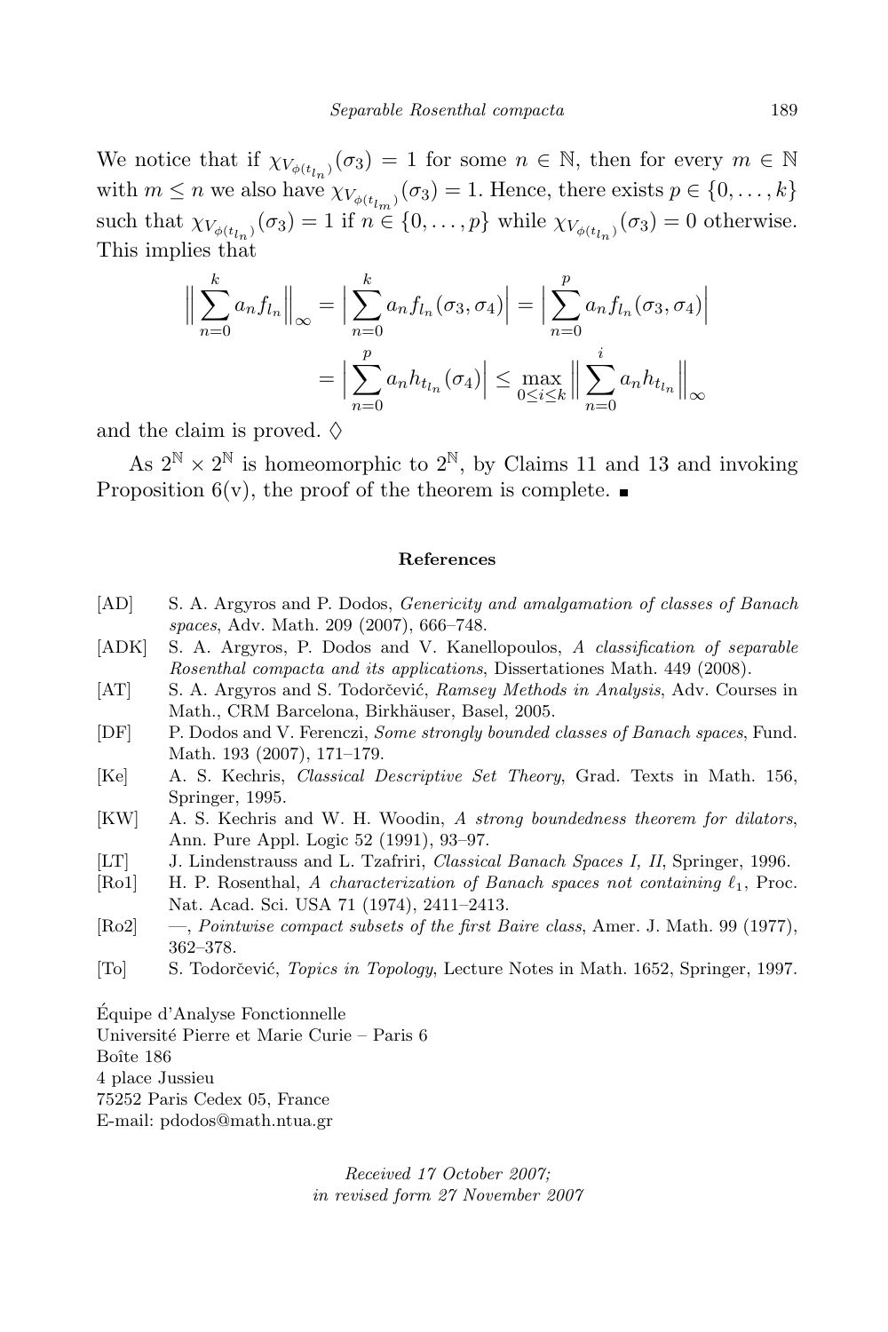We notice that if $\chi_{V_{\phi(t_{l_n})}}(\sigma_3) = 1$ for some $n \in \mathbb{N}$, then for every $m \in \mathbb{N}$ with $m \leq n$ we also have $\chi_{V_{\phi(t_{l_m})}}(\sigma_3) = 1$. Hence, there exists $p \in \{0, \ldots, k\}$ such that $\chi_{V_{\phi(t_{l_n})}}(\sigma_3) = 1$ if $n \in \{0, \ldots, p\}$ while $\chi_{V_{\phi(t_{l_n})}}(\sigma_3) = 0$ otherwise. This implies that

$$\Big\| \sum_{n=0}^{k} a_n f_{l_n} \Big\|_\infty = \Big| \sum_{n=0}^{k} a_n f_{l_n}(\sigma_3, \sigma_4) \Big| = \Big| \sum_{n=0}^{p} a_n f_{l_n}(\sigma_3, \sigma_4) \Big|$$
$$= \Big| \sum_{n=0}^{p} a_n h_{t_{l_n}}(\sigma_4) \Big| \leq \max_{0 \leq i \leq k} \Big\| \sum_{n=0}^{i} a_n h_{t_{l_n}} \Big\|_\infty$$

and the claim is proved. $\Diamond$

As $2^{\mathbb{N}} \times 2^{\mathbb{N}}$ is homeomorphic to $2^{\mathbb{N}}$, by Claims 11 and 13 and invoking Proposition 6(v), the proof of the theorem is complete. ∎

## References

[AD] S. A. Argyros and P. Dodos, *Genericity and amalgamation of classes of Banach spaces*, Adv. Math. 209 (2007), 666–748.

[ADK] S. A. Argyros, P. Dodos and V. Kanellopoulos, *A classification of separable Rosenthal compacta and its applications*, Dissertationes Math. 449 (2008).

[AT] S. A. Argyros and S. Todorčević, *Ramsey Methods in Analysis*, Adv. Courses in Math., CRM Barcelona, Birkhäuser, Basel, 2005.

[DF] P. Dodos and V. Ferenczi, *Some strongly bounded classes of Banach spaces*, Fund. Math. 193 (2007), 171–179.

[Ke] A. S. Kechris, *Classical Descriptive Set Theory*, Grad. Texts in Math. 156, Springer, 1995.

[KW] A. S. Kechris and W. H. Woodin, *A strong boundedness theorem for dilators*, Ann. Pure Appl. Logic 52 (1991), 93–97.

[LT] J. Lindenstrauss and L. Tzafriri, *Classical Banach Spaces I, II*, Springer, 1996.

[Ro1] H. P. Rosenthal, *A characterization of Banach spaces not containing $\ell_1$*, Proc. Nat. Acad. Sci. USA 71 (1974), 2411–2413.

[Ro2] —, *Pointwise compact subsets of the first Baire class*, Amer. J. Math. 99 (1977), 362–378.

[To] S. Todorčević, *Topics in Topology*, Lecture Notes in Math. 1652, Springer, 1997.

Équipe d'Analyse Fonctionnelle
Université Pierre et Marie Curie – Paris 6
Boîte 186
4 place Jussieu
75252 Paris Cedex 05, France
E-mail: pdodos@math.ntua.gr

*Received 17 October 2007;*
*in revised form 27 November 2007*